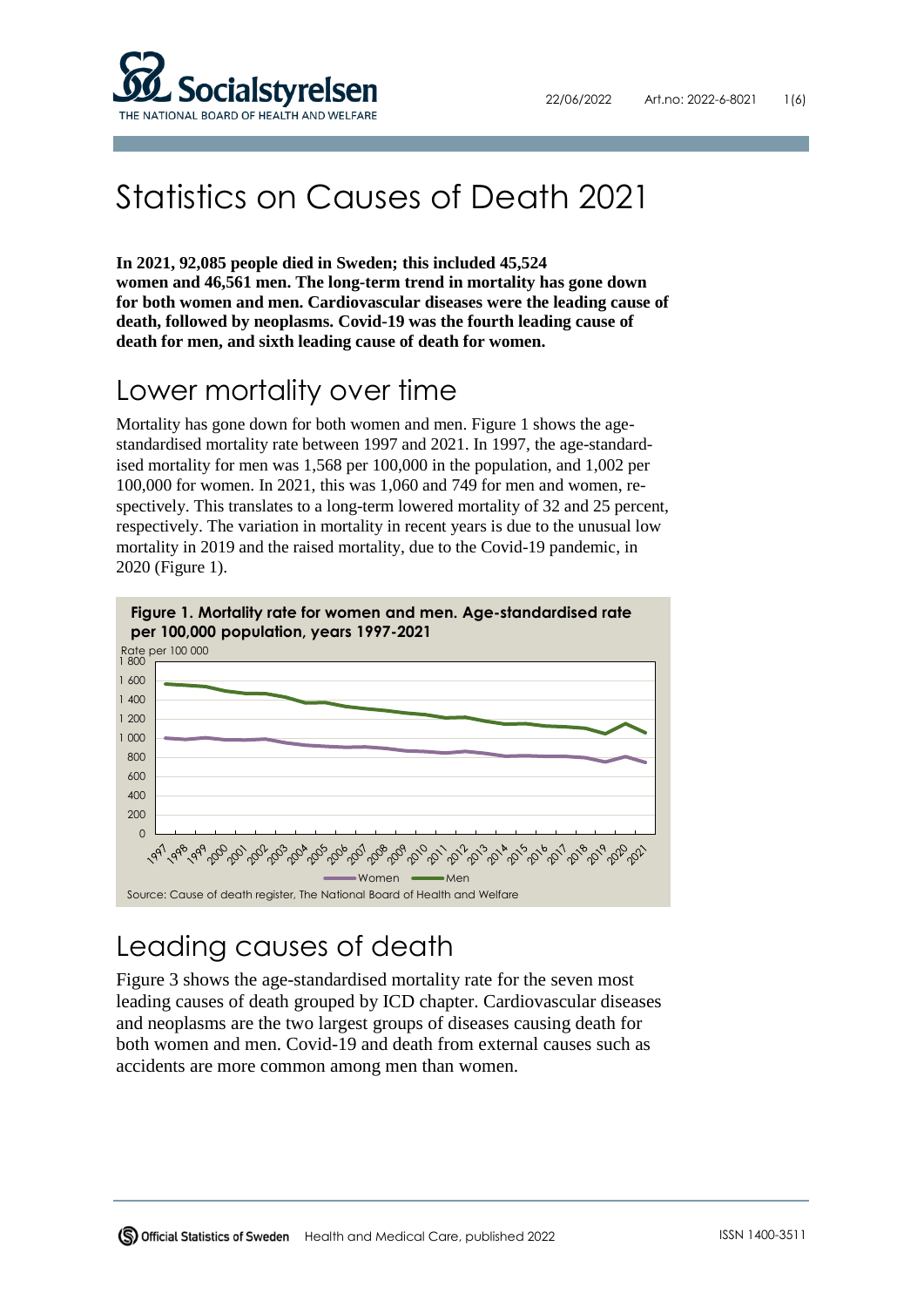# Statistics on Causes of Death 2021

**In 2021, 92,085 people died in Sweden; this included 45,524 women and 46,561 men. The long-term trend in mortality has gone down for both women and men. Cardiovascular diseases were the leading cause of death, followed by neoplasms. Covid-19 was the fourth leading cause of death for men, and sixth leading cause of death for women.**

## Lower mortality over time

Mortality has gone down for both women and men. Figure 1 shows the age-standardised mortality rate between 1997 and 2021. In 1997, the age-standardised mortality for men was 1,568 per 100,000 in the population, and 1,002 per 100,000 for women. In 2021, this was 1,060 and 749 for men and women, respectively. This translates to a long-term lowered mortality of 32 and 25 percent, respectively. The variation in mortality in recent years is due to the unusual low mortality in 2019 and the raised mortality, due to the Covid-19 pandemic, in 2020 (Figure 1).

**Figure 1. Mortality rate for women and men. Age-standardised rate per 100,000 population, years 1997-2021**

Source: Cause of death register, The National Board of Health and Welfare

## Leading causes of death

Figure 3 shows the age-standardised mortality rate for the seven most leading causes of death grouped by ICD chapter. Cardiovascular diseases and neoplasms are the two largest groups of diseases causing death for both women and men. Covid-19 and death from external causes such as accidents are more common among men than women.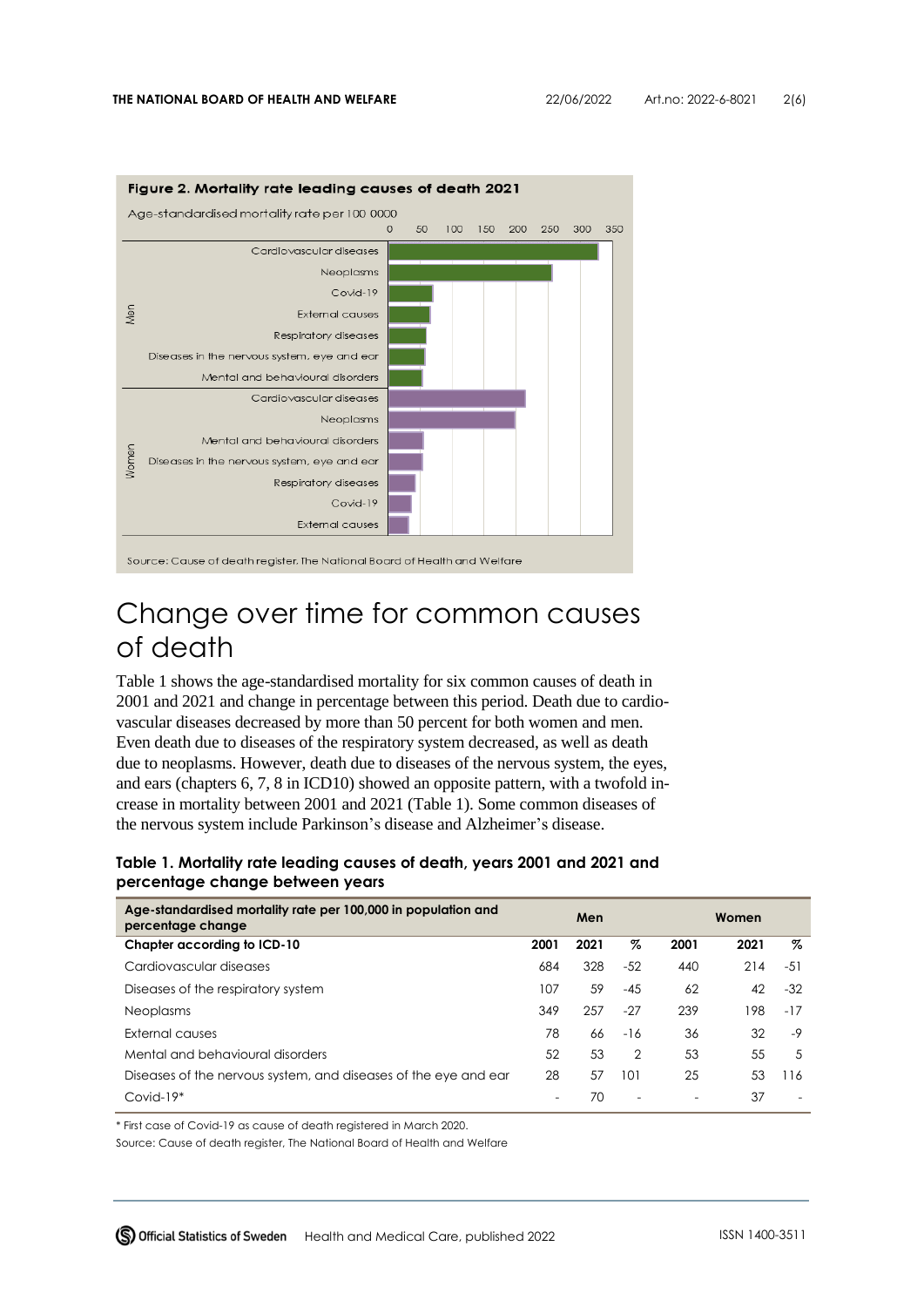**Figure 2. Mortality rate leading causes of death 2021**

Age-standardised mortality rate per 100 0000

Source: Cause of death register, The National Board of Health and Welfare

# Change over time for common causes of death

Table 1 shows the age-standardised mortality for six common causes of death in 2001 and 2021 and change in percentage between this period. Death due to cardiovascular diseases decreased by more than 50 percent for both women and men. Even death due to diseases of the respiratory system decreased, as well as death due to neoplasms. However, death due to diseases of the nervous system, the eyes, and ears (chapters 6, 7, 8 in ICD10) showed an opposite pattern, with a twofold increase in mortality between 2001 and 2021 (Table 1). Some common diseases of the nervous system include Parkinson's disease and Alzheimer's disease.

**Table 1. Mortality rate leading causes of death, years 2001 and 2021 and percentage change between years**

| Age-standardised mortality rate per 100,000 in population and percentage change | Men | | | Women | | |
|---|---|---|---|---|---|---|
| **Chapter according to ICD-10** | **2001** | **2021** | **%** | **2001** | **2021** | **%** |
| Cardiovascular diseases | 684 | 328 | -52 | 440 | 214 | -51 |
| Diseases of the respiratory system | 107 | 59 | -45 | 62 | 42 | -32 |
| Neoplasms | 349 | 257 | -27 | 239 | 198 | -17 |
| External causes | 78 | 66 | -16 | 36 | 32 | -9 |
| Mental and behavioural disorders | 52 | 53 | 2 | 53 | 55 | 5 |
| Diseases of the nervous system, and diseases of the eye and ear | 28 | 57 | 101 | 25 | 53 | 116 |
| Covid-19* | - | 70 | - | - | 37 | - |

* First case of Covid-19 as cause of death registered in March 2020.

Source: Cause of death register, The National Board of Health and Welfare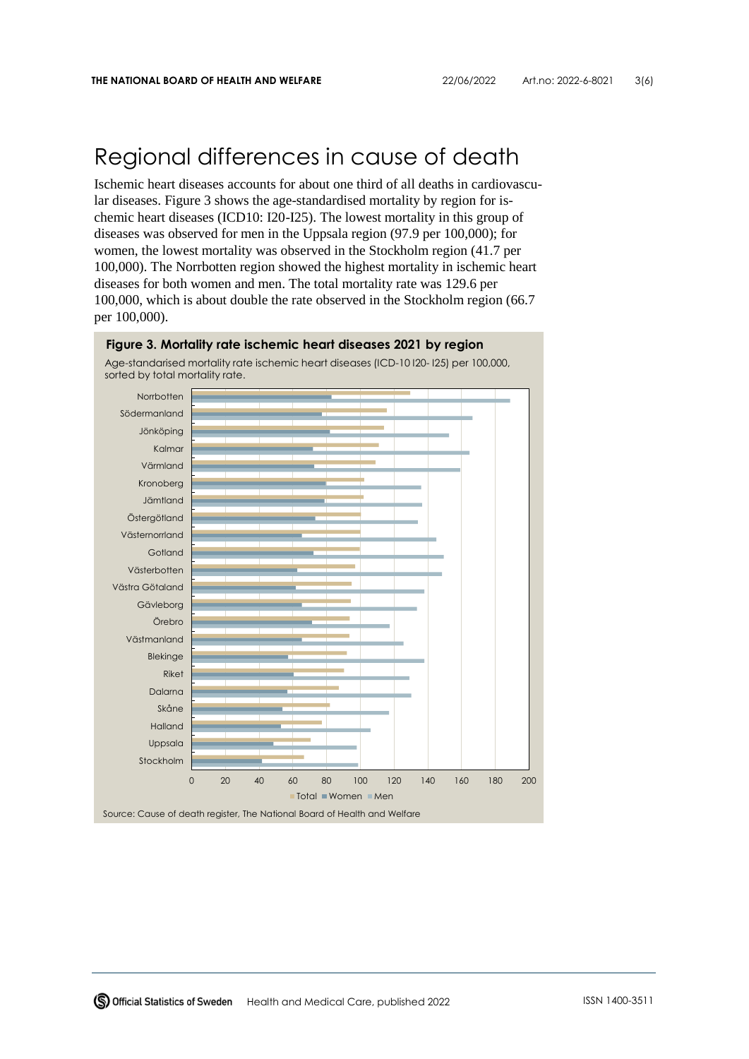# Regional differences in cause of death

Ischemic heart diseases accounts for about one third of all deaths in cardiovascular diseases. Figure 3 shows the age-standardised mortality by region for ischemic heart diseases (ICD10: I20-I25). The lowest mortality in this group of diseases was observed for men in the Uppsala region (97.9 per 100,000); for women, the lowest mortality was observed in the Stockholm region (41.7 per 100,000). The Norrbotten region showed the highest mortality in ischemic heart diseases for both women and men. The total mortality rate was 129.6 per 100,000, which is about double the rate observed in the Stockholm region (66.7 per 100,000).

**Figure 3. Mortality rate ischemic heart diseases 2021 by region**

Age-standarised mortality rate ischemic heart diseases (ICD-10 I20- I25) per 100,000, sorted by total mortality rate.

Regions (sorted by total mortality rate): Norrbotten, Södermanland, Jönköping, Kalmar, Värmland, Kronoberg, Jämtland, Östergötland, Västernorrland, Gotland, Västerbotten, Västra Götaland, Gävleborg, Örebro, Västmanland, Blekinge, Riket, Dalarna, Skåne, Halland, Uppsala, Stockholm

Legend: Total, Women, Men

Source: Cause of death register, The National Board of Health and Welfare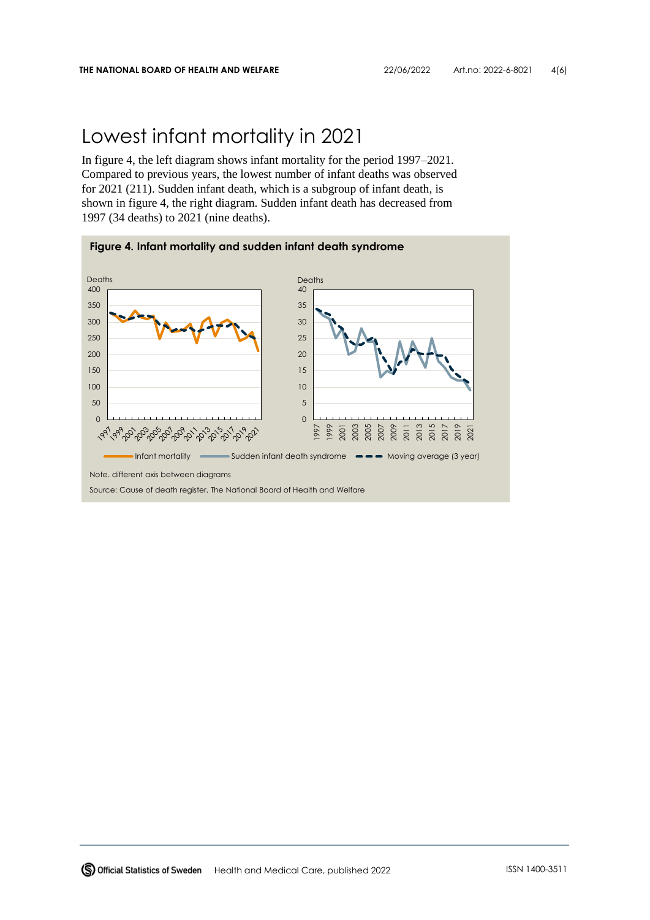# Lowest infant mortality in 2021

In figure 4, the left diagram shows infant mortality for the period 1997–2021. Compared to previous years, the lowest number of infant deaths was observed for 2021 (211). Sudden infant death, which is a subgroup of infant death, is shown in figure 4, the right diagram. Sudden infant death has decreased from 1997 (34 deaths) to 2021 (nine deaths).

**Figure 4. Infant mortality and sudden infant death syndrome**

Note. different axis between diagrams

Source: Cause of death register, The National Board of Health and Welfare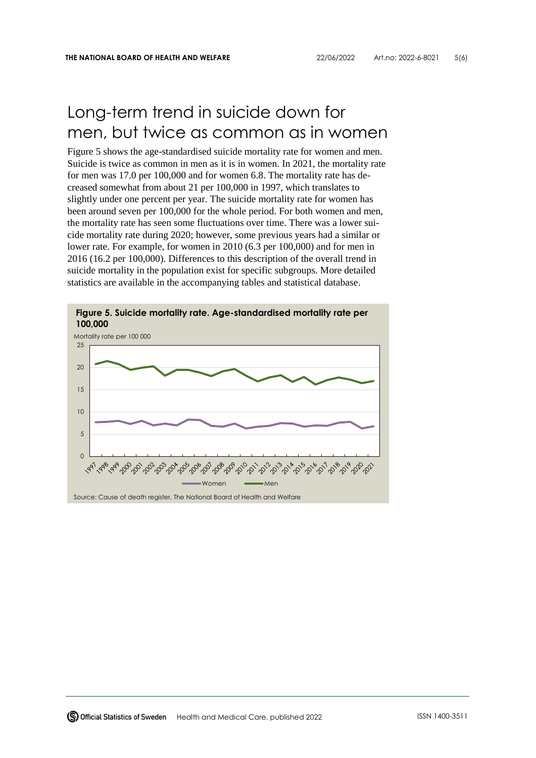# Long-term trend in suicide down for men, but twice as common as in women

Figure 5 shows the age-standardised suicide mortality rate for women and men. Suicide is twice as common in men as it is in women. In 2021, the mortality rate for men was 17.0 per 100,000 and for women 6.8. The mortality rate has decreased somewhat from about 21 per 100,000 in 1997, which translates to slightly under one percent per year. The suicide mortality rate for women has been around seven per 100,000 for the whole period. For both women and men, the mortality rate has seen some fluctuations over time. There was a lower suicide mortality rate during 2020; however, some previous years had a similar or lower rate. For example, for women in 2010 (6.3 per 100,000) and for men in 2016 (16.2 per 100,000). Differences to this description of the overall trend in suicide mortality in the population exist for specific subgroups. More detailed statistics are available in the accompanying tables and statistical database.

**Figure 5. Suicide mortality rate. Age-standardised mortality rate per 100,000**

Source: Cause of death register, The National Board of Health and Welfare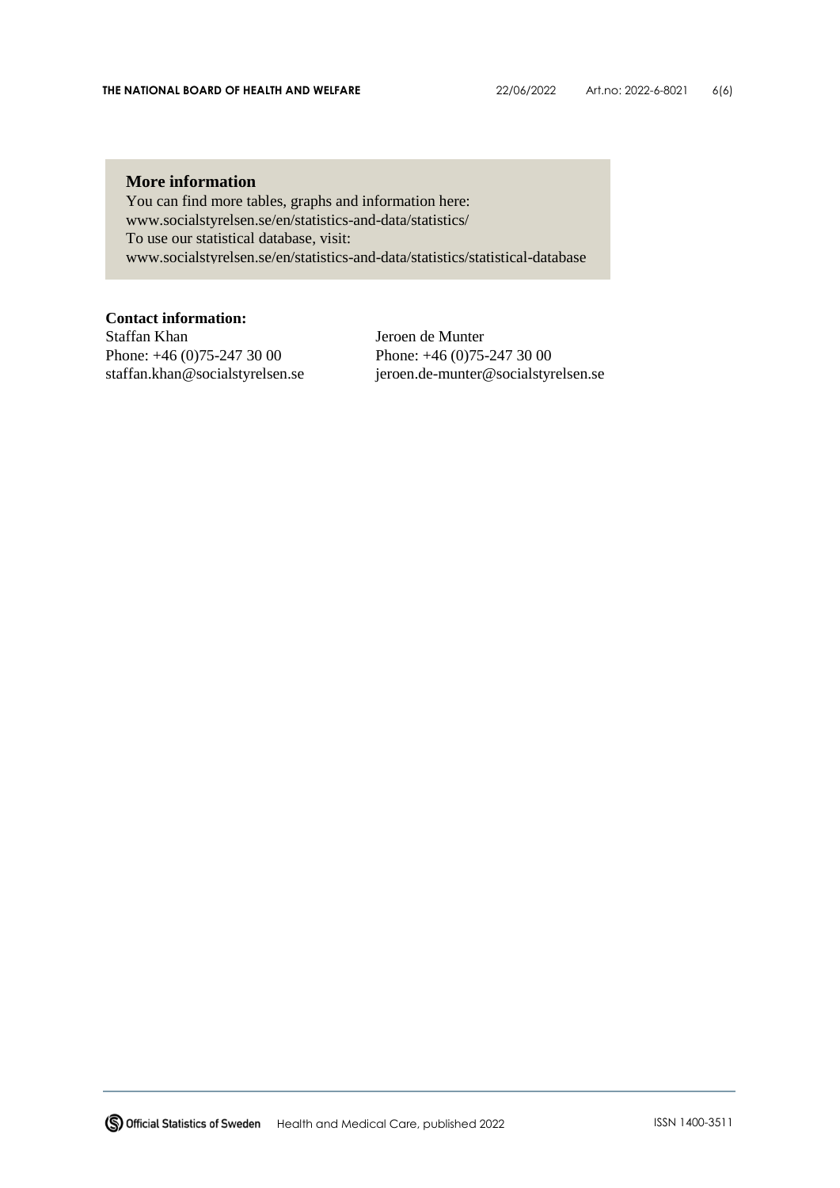## More information

You can find more tables, graphs and information here:
www.socialstyrelsen.se/en/statistics-and-data/statistics/
To use our statistical database, visit:
www.socialstyrelsen.se/en/statistics-and-data/statistics/statistical-database

**Contact information:**

Staffan Khan
Phone: +46 (0)75-247 30 00
staffan.khan@socialstyrelsen.se

Jeroen de Munter
Phone: +46 (0)75-247 30 00
jeroen.de-munter@socialstyrelsen.se